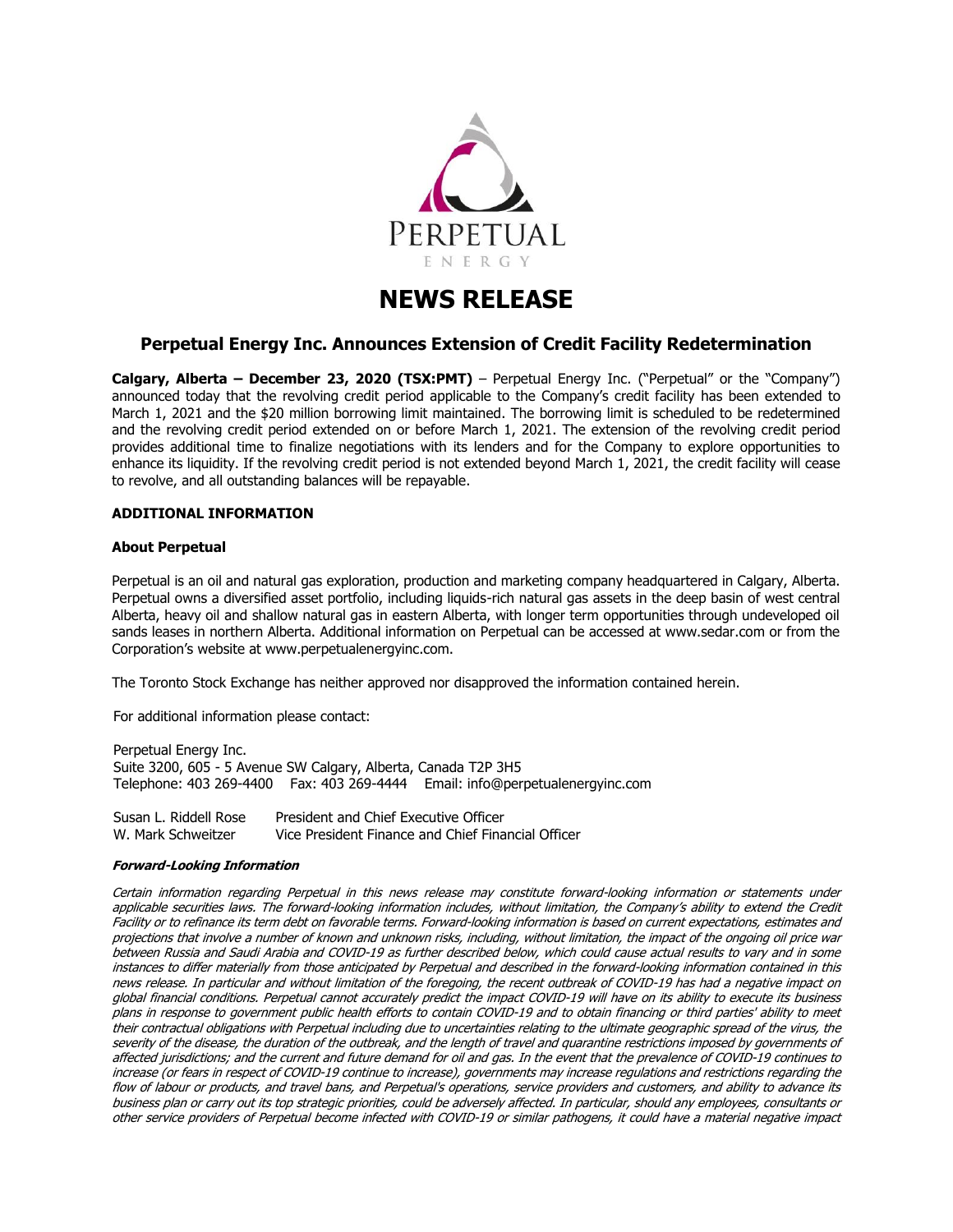PERPETUAL

ENERGY

# NEWS RELEASE

## Perpetual Energy Inc. Announces Extension of Credit Facility Redetermination

**Calgary, Alberta – December 23, 2020 (TSX:PMT)** – Perpetual Energy Inc. ("Perpetual" or the "Company") announced today that the revolving credit period applicable to the Company's credit facility has been extended to March 1, 2021 and the $20 million borrowing limit maintained. The borrowing limit is scheduled to be redetermined and the revolving credit period extended on or before March 1, 2021. The extension of the revolving credit period provides additional time to finalize negotiations with its lenders and for the Company to explore opportunities to enhance its liquidity. If the revolving credit period is not extended beyond March 1, 2021, the credit facility will cease to revolve, and all outstanding balances will be repayable.

### ADDITIONAL INFORMATION

### About Perpetual

Perpetual is an oil and natural gas exploration, production and marketing company headquartered in Calgary, Alberta. Perpetual owns a diversified asset portfolio, including liquids-rich natural gas assets in the deep basin of west central Alberta, heavy oil and shallow natural gas in eastern Alberta, with longer term opportunities through undeveloped oil sands leases in northern Alberta. Additional information on Perpetual can be accessed at www.sedar.com or from the Corporation's website at www.perpetualenergyinc.com.

The Toronto Stock Exchange has neither approved nor disapproved the information contained herein.

For additional information please contact:

Perpetual Energy Inc.
Suite 3200, 605 - 5 Avenue SW Calgary, Alberta, Canada T2P 3H5
Telephone: 403 269-4400 Fax: 403 269-4444 Email: info@perpetualenergyinc.com

Susan L. Riddell Rose — President and Chief Executive Officer
W. Mark Schweitzer — Vice President Finance and Chief Financial Officer

#### *Forward-Looking Information*

*Certain information regarding Perpetual in this news release may constitute forward-looking information or statements under applicable securities laws. The forward-looking information includes, without limitation, the Company's ability to extend the Credit Facility or to refinance its term debt on favorable terms. Forward-looking information is based on current expectations, estimates and projections that involve a number of known and unknown risks, including, without limitation, the impact of the ongoing oil price war between Russia and Saudi Arabia and COVID-19 as further described below, which could cause actual results to vary and in some instances to differ materially from those anticipated by Perpetual and described in the forward-looking information contained in this news release. In particular and without limitation of the foregoing, the recent outbreak of COVID-19 has had a negative impact on global financial conditions. Perpetual cannot accurately predict the impact COVID-19 will have on its ability to execute its business plans in response to government public health efforts to contain COVID-19 and to obtain financing or third parties' ability to meet their contractual obligations with Perpetual including due to uncertainties relating to the ultimate geographic spread of the virus, the severity of the disease, the duration of the outbreak, and the length of travel and quarantine restrictions imposed by governments of affected jurisdictions; and the current and future demand for oil and gas. In the event that the prevalence of COVID-19 continues to increase (or fears in respect of COVID-19 continue to increase), governments may increase regulations and restrictions regarding the flow of labour or products, and travel bans, and Perpetual's operations, service providers and customers, and ability to advance its business plan or carry out its top strategic priorities, could be adversely affected. In particular, should any employees, consultants or other service providers of Perpetual become infected with COVID-19 or similar pathogens, it could have a material negative impact*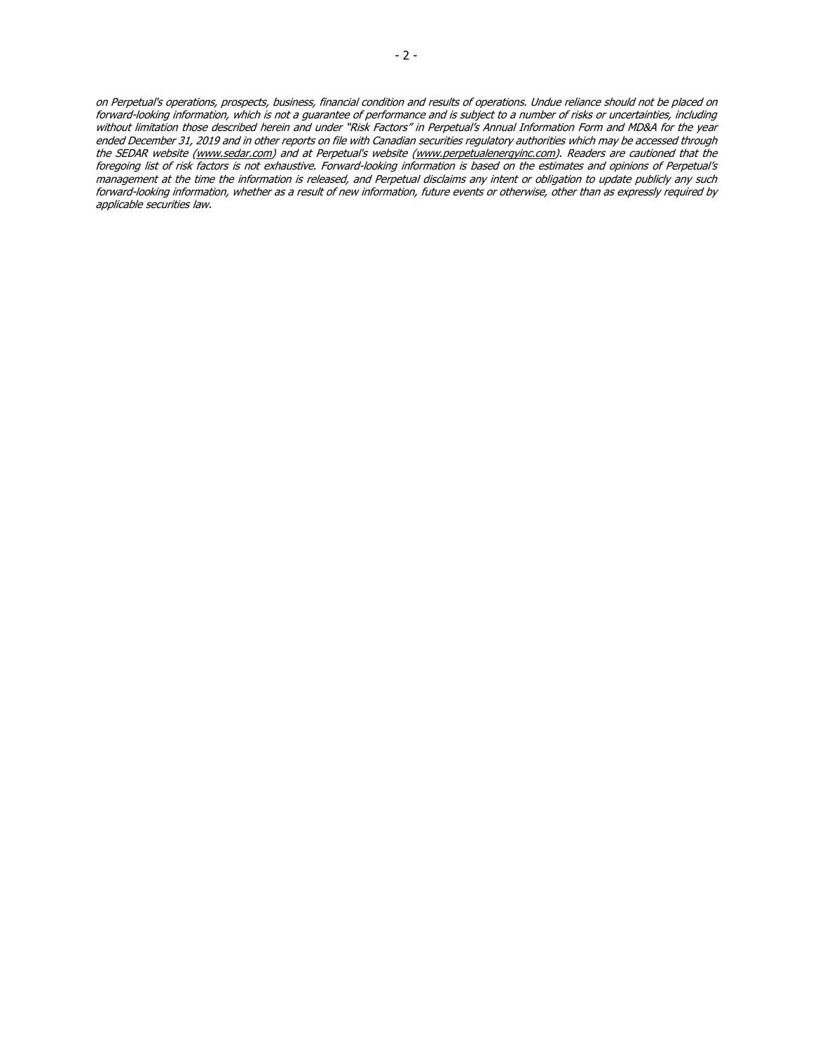*on Perpetual's operations, prospects, business, financial condition and results of operations. Undue reliance should not be placed on forward-looking information, which is not a guarantee of performance and is subject to a number of risks or uncertainties, including without limitation those described herein and under "Risk Factors" in Perpetual's Annual Information Form and MD&A for the year ended December 31, 2019 and in other reports on file with Canadian securities regulatory authorities which may be accessed through the SEDAR website (www.sedar.com) and at Perpetual's website (www.perpetualenergyinc.com). Readers are cautioned that the foregoing list of risk factors is not exhaustive. Forward-looking information is based on the estimates and opinions of Perpetual's management at the time the information is released, and Perpetual disclaims any intent or obligation to update publicly any such forward-looking information, whether as a result of new information, future events or otherwise, other than as expressly required by applicable securities law.*